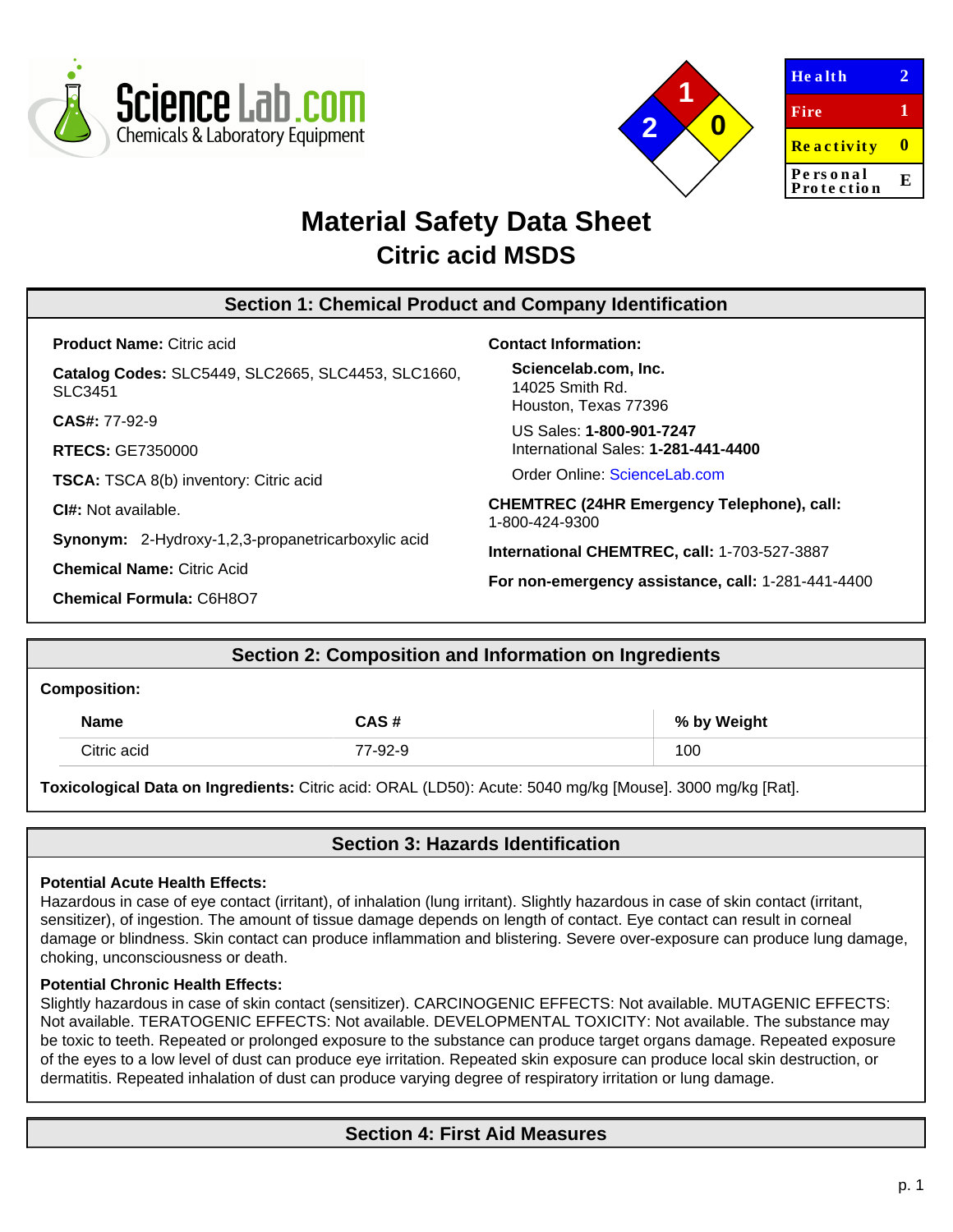ScienceLab.com
Chemicals & Laboratory Equipment

| Health | 2 |
| --- | --- |
| Fire | 1 |
| Reactivity | 0 |
| Personal Protection | E |

# Material Safety Data Sheet
## Citric acid MSDS

## Section 1: Chemical Product and Company Identification

**Product Name:** Citric acid

**Catalog Codes:** SLC5449, SLC2665, SLC4453, SLC1660, SLC3451

**CAS#:** 77-92-9

**RTECS:** GE7350000

**TSCA:** TSCA 8(b) inventory: Citric acid

**CI#:** Not available.

**Synonym:** 2-Hydroxy-1,2,3-propanetricarboxylic acid

**Chemical Name:** Citric Acid

**Chemical Formula:** $C_6H_8O_7$

**Contact Information:**

**Sciencelab.com, Inc.**
14025 Smith Rd.
Houston, Texas 77396

US Sales: **1-800-901-7247**
International Sales: **1-281-441-4400**

Order Online: ScienceLab.com

**CHEMTREC (24HR Emergency Telephone), call:** 1-800-424-9300

**International CHEMTREC, call:** 1-703-527-3887

**For non-emergency assistance, call:** 1-281-441-4400

## Section 2: Composition and Information on Ingredients

**Composition:**

| Name | CAS # | % by Weight |
| --- | --- | --- |
| Citric acid | 77-92-9 | 100 |

**Toxicological Data on Ingredients:** Citric acid: ORAL (LD50): Acute: 5040 mg/kg [Mouse]. 3000 mg/kg [Rat].

## Section 3: Hazards Identification

**Potential Acute Health Effects:**
Hazardous in case of eye contact (irritant), of inhalation (lung irritant). Slightly hazardous in case of skin contact (irritant, sensitizer), of ingestion. The amount of tissue damage depends on length of contact. Eye contact can result in corneal damage or blindness. Skin contact can produce inflammation and blistering. Severe over-exposure can produce lung damage, choking, unconsciousness or death.

**Potential Chronic Health Effects:**
Slightly hazardous in case of skin contact (sensitizer). CARCINOGENIC EFFECTS: Not available. MUTAGENIC EFFECTS: Not available. TERATOGENIC EFFECTS: Not available. DEVELOPMENTAL TOXICITY: Not available. The substance may be toxic to teeth. Repeated or prolonged exposure to the substance can produce target organs damage. Repeated exposure of the eyes to a low level of dust can produce eye irritation. Repeated skin exposure can produce local skin destruction, or dermatitis. Repeated inhalation of dust can produce varying degree of respiratory irritation or lung damage.

## Section 4: First Aid Measures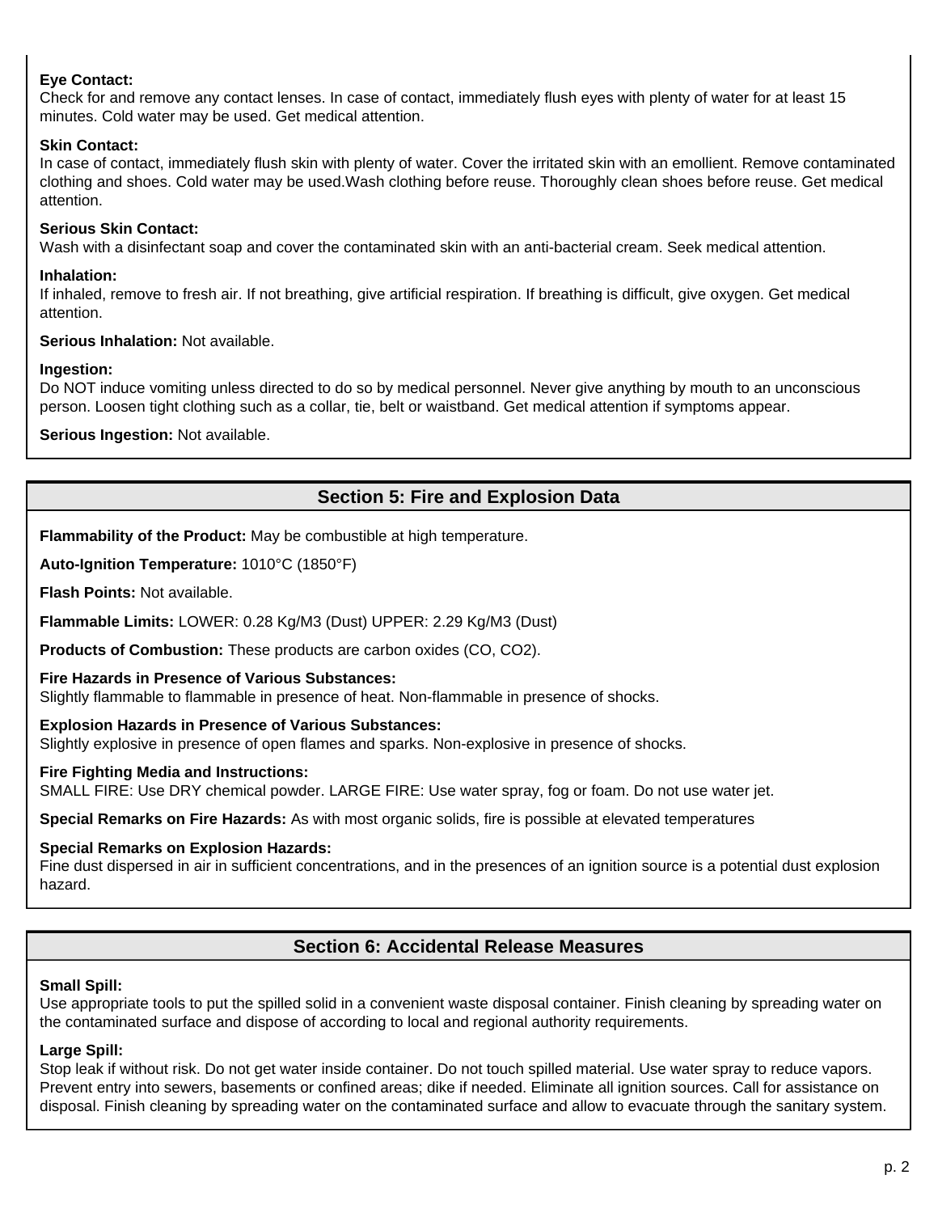**Eye Contact:**
Check for and remove any contact lenses. In case of contact, immediately flush eyes with plenty of water for at least 15 minutes. Cold water may be used. Get medical attention.

**Skin Contact:**
In case of contact, immediately flush skin with plenty of water. Cover the irritated skin with an emollient. Remove contaminated clothing and shoes. Cold water may be used.Wash clothing before reuse. Thoroughly clean shoes before reuse. Get medical attention.

**Serious Skin Contact:**
Wash with a disinfectant soap and cover the contaminated skin with an anti-bacterial cream. Seek medical attention.

**Inhalation:**
If inhaled, remove to fresh air. If not breathing, give artificial respiration. If breathing is difficult, give oxygen. Get medical attention.

**Serious Inhalation:** Not available.

**Ingestion:**
Do NOT induce vomiting unless directed to do so by medical personnel. Never give anything by mouth to an unconscious person. Loosen tight clothing such as a collar, tie, belt or waistband. Get medical attention if symptoms appear.

**Serious Ingestion:** Not available.

## Section 5: Fire and Explosion Data

**Flammability of the Product:** May be combustible at high temperature.

**Auto-Ignition Temperature:** 1010°C (1850°F)

**Flash Points:** Not available.

**Flammable Limits:** LOWER: 0.28 Kg/M3 (Dust) UPPER: 2.29 Kg/M3 (Dust)

**Products of Combustion:** These products are carbon oxides ($CO$, $CO_2$).

**Fire Hazards in Presence of Various Substances:**
Slightly flammable to flammable in presence of heat. Non-flammable in presence of shocks.

**Explosion Hazards in Presence of Various Substances:**
Slightly explosive in presence of open flames and sparks. Non-explosive in presence of shocks.

**Fire Fighting Media and Instructions:**
SMALL FIRE: Use DRY chemical powder. LARGE FIRE: Use water spray, fog or foam. Do not use water jet.

**Special Remarks on Fire Hazards:** As with most organic solids, fire is possible at elevated temperatures

**Special Remarks on Explosion Hazards:**
Fine dust dispersed in air in sufficient concentrations, and in the presences of an ignition source is a potential dust explosion hazard.

## Section 6: Accidental Release Measures

**Small Spill:**
Use appropriate tools to put the spilled solid in a convenient waste disposal container. Finish cleaning by spreading water on the contaminated surface and dispose of according to local and regional authority requirements.

**Large Spill:**
Stop leak if without risk. Do not get water inside container. Do not touch spilled material. Use water spray to reduce vapors. Prevent entry into sewers, basements or confined areas; dike if needed. Eliminate all ignition sources. Call for assistance on disposal. Finish cleaning by spreading water on the contaminated surface and allow to evacuate through the sanitary system.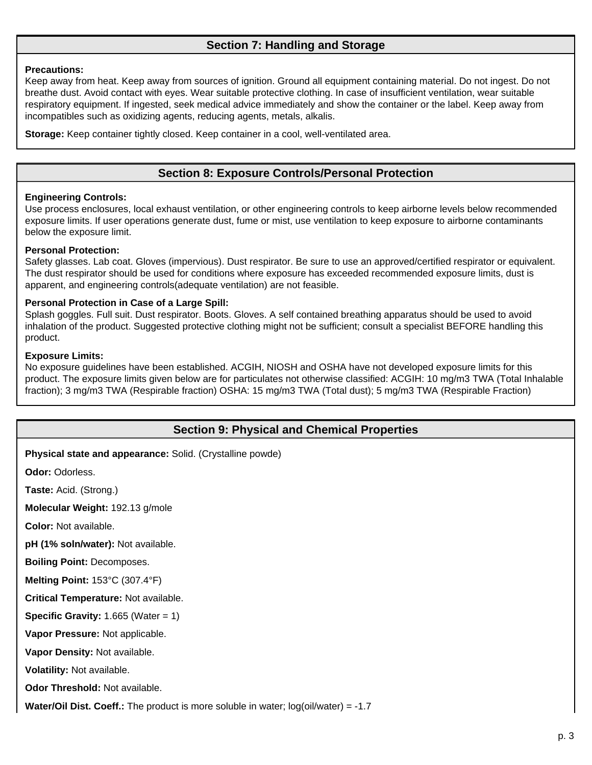## Section 7: Handling and Storage

**Precautions:**
Keep away from heat. Keep away from sources of ignition. Ground all equipment containing material. Do not ingest. Do not breathe dust. Avoid contact with eyes. Wear suitable protective clothing. In case of insufficient ventilation, wear suitable respiratory equipment. If ingested, seek medical advice immediately and show the container or the label. Keep away from incompatibles such as oxidizing agents, reducing agents, metals, alkalis.

**Storage:** Keep container tightly closed. Keep container in a cool, well-ventilated area.

## Section 8: Exposure Controls/Personal Protection

**Engineering Controls:**
Use process enclosures, local exhaust ventilation, or other engineering controls to keep airborne levels below recommended exposure limits. If user operations generate dust, fume or mist, use ventilation to keep exposure to airborne contaminants below the exposure limit.

**Personal Protection:**
Safety glasses. Lab coat. Gloves (impervious). Dust respirator. Be sure to use an approved/certified respirator or equivalent. The dust respirator should be used for conditions where exposure has exceeded recommended exposure limits, dust is apparent, and engineering controls(adequate ventilation) are not feasible.

**Personal Protection in Case of a Large Spill:**
Splash goggles. Full suit. Dust respirator. Boots. Gloves. A self contained breathing apparatus should be used to avoid inhalation of the product. Suggested protective clothing might not be sufficient; consult a specialist BEFORE handling this product.

**Exposure Limits:**
No exposure guidelines have been established. ACGIH, NIOSH and OSHA have not developed exposure limits for this product. The exposure limits given below are for particulates not otherwise classified: ACGIH: 10 mg/m3 TWA (Total Inhalable fraction); 3 mg/m3 TWA (Respirable fraction) OSHA: 15 mg/m3 TWA (Total dust); 5 mg/m3 TWA (Respirable Fraction)

## Section 9: Physical and Chemical Properties

**Physical state and appearance:** Solid. (Crystalline powde)

**Odor:** Odorless.

**Taste:** Acid. (Strong.)

**Molecular Weight:** 192.13 g/mole

**Color:** Not available.

**pH (1% soln/water):** Not available.

**Boiling Point:** Decomposes.

**Melting Point:** 153°C (307.4°F)

**Critical Temperature:** Not available.

**Specific Gravity:** 1.665 (Water = 1)

**Vapor Pressure:** Not applicable.

**Vapor Density:** Not available.

**Volatility:** Not available.

**Odor Threshold:** Not available.

**Water/Oil Dist. Coeff.:** The product is more soluble in water; log(oil/water) = -1.7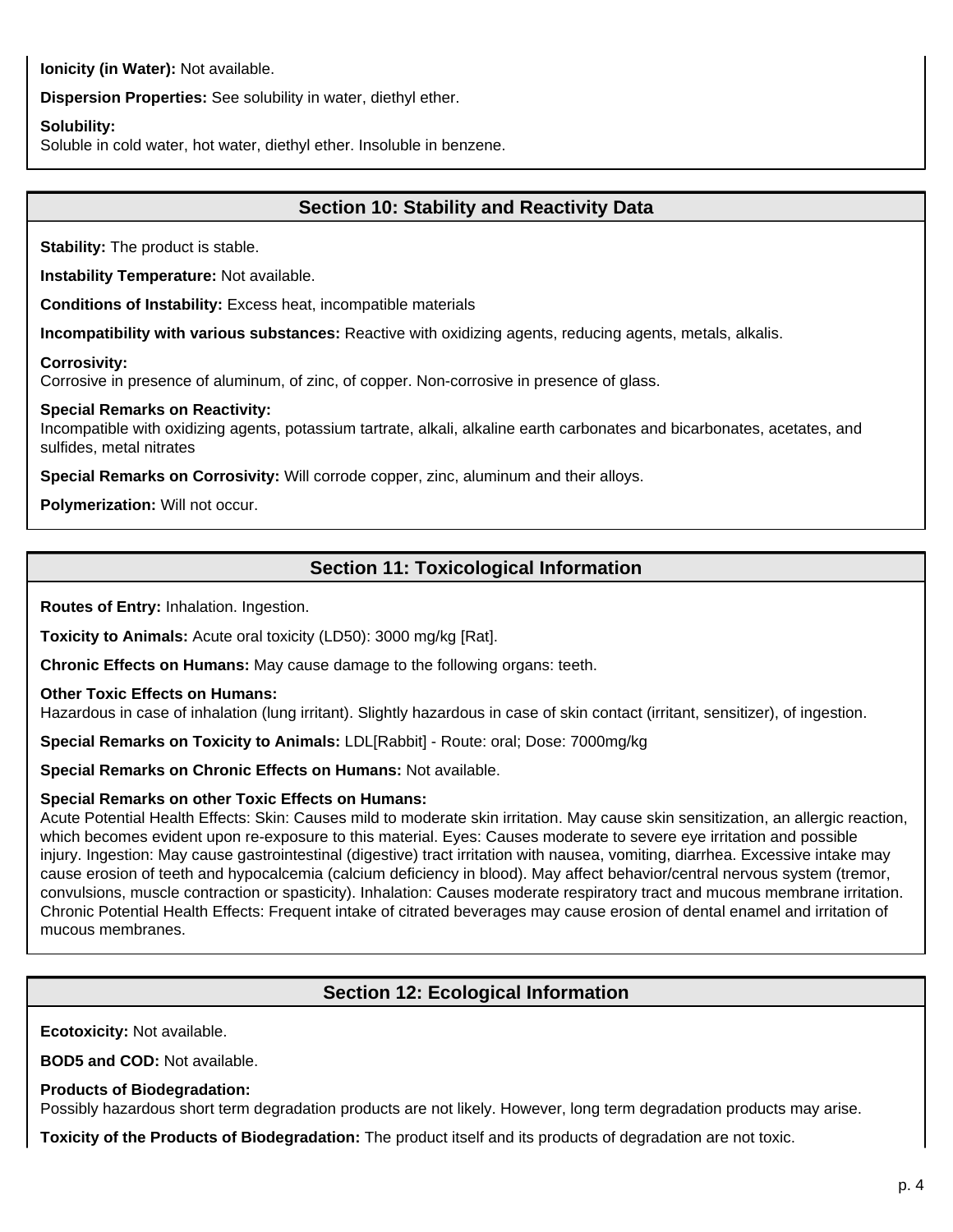**Ionicity (in Water):** Not available.

**Dispersion Properties:** See solubility in water, diethyl ether.

**Solubility:**
Soluble in cold water, hot water, diethyl ether. Insoluble in benzene.

## Section 10: Stability and Reactivity Data

**Stability:** The product is stable.

**Instability Temperature:** Not available.

**Conditions of Instability:** Excess heat, incompatible materials

**Incompatibility with various substances:** Reactive with oxidizing agents, reducing agents, metals, alkalis.

**Corrosivity:**
Corrosive in presence of aluminum, of zinc, of copper. Non-corrosive in presence of glass.

**Special Remarks on Reactivity:**
Incompatible with oxidizing agents, potassium tartrate, alkali, alkaline earth carbonates and bicarbonates, acetates, and sulfides, metal nitrates

**Special Remarks on Corrosivity:** Will corrode copper, zinc, aluminum and their alloys.

**Polymerization:** Will not occur.

## Section 11: Toxicological Information

**Routes of Entry:** Inhalation. Ingestion.

**Toxicity to Animals:** Acute oral toxicity (LD50): 3000 mg/kg [Rat].

**Chronic Effects on Humans:** May cause damage to the following organs: teeth.

**Other Toxic Effects on Humans:**
Hazardous in case of inhalation (lung irritant). Slightly hazardous in case of skin contact (irritant, sensitizer), of ingestion.

**Special Remarks on Toxicity to Animals:** LDL[Rabbit] - Route: oral; Dose: 7000mg/kg

**Special Remarks on Chronic Effects on Humans:** Not available.

**Special Remarks on other Toxic Effects on Humans:**
Acute Potential Health Effects: Skin: Causes mild to moderate skin irritation. May cause skin sensitization, an allergic reaction, which becomes evident upon re-exposure to this material. Eyes: Causes moderate to severe eye irritation and possible injury. Ingestion: May cause gastrointestinal (digestive) tract irritation with nausea, vomiting, diarrhea. Excessive intake may cause erosion of teeth and hypocalcemia (calcium deficiency in blood). May affect behavior/central nervous system (tremor, convulsions, muscle contraction or spasticity). Inhalation: Causes moderate respiratory tract and mucous membrane irritation. Chronic Potential Health Effects: Frequent intake of citrated beverages may cause erosion of dental enamel and irritation of mucous membranes.

## Section 12: Ecological Information

**Ecotoxicity:** Not available.

**BOD5 and COD:** Not available.

**Products of Biodegradation:**
Possibly hazardous short term degradation products are not likely. However, long term degradation products may arise.

**Toxicity of the Products of Biodegradation:** The product itself and its products of degradation are not toxic.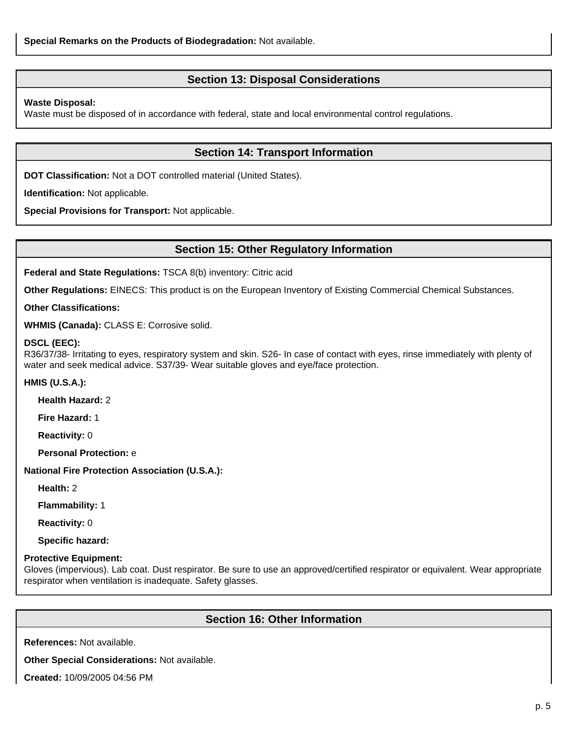**Special Remarks on the Products of Biodegradation:** Not available.

## Section 13: Disposal Considerations

**Waste Disposal:**
Waste must be disposed of in accordance with federal, state and local environmental control regulations.

## Section 14: Transport Information

**DOT Classification:** Not a DOT controlled material (United States).

**Identification:** Not applicable.

**Special Provisions for Transport:** Not applicable.

## Section 15: Other Regulatory Information

**Federal and State Regulations:** TSCA 8(b) inventory: Citric acid

**Other Regulations:** EINECS: This product is on the European Inventory of Existing Commercial Chemical Substances.

**Other Classifications:**

**WHMIS (Canada):** CLASS E: Corrosive solid.

**DSCL (EEC):**
R36/37/38- Irritating to eyes, respiratory system and skin. S26- In case of contact with eyes, rinse immediately with plenty of water and seek medical advice. S37/39- Wear suitable gloves and eye/face protection.

**HMIS (U.S.A.):**

- **Health Hazard:** 2
- **Fire Hazard:** 1
- **Reactivity:** 0
- **Personal Protection:** e

**National Fire Protection Association (U.S.A.):**

- **Health:** 2
- **Flammability:** 1
- **Reactivity:** 0
- **Specific hazard:**

**Protective Equipment:**
Gloves (impervious). Lab coat. Dust respirator. Be sure to use an approved/certified respirator or equivalent. Wear appropriate respirator when ventilation is inadequate. Safety glasses.

## Section 16: Other Information

**References:** Not available.

**Other Special Considerations:** Not available.

**Created:** 10/09/2005 04:56 PM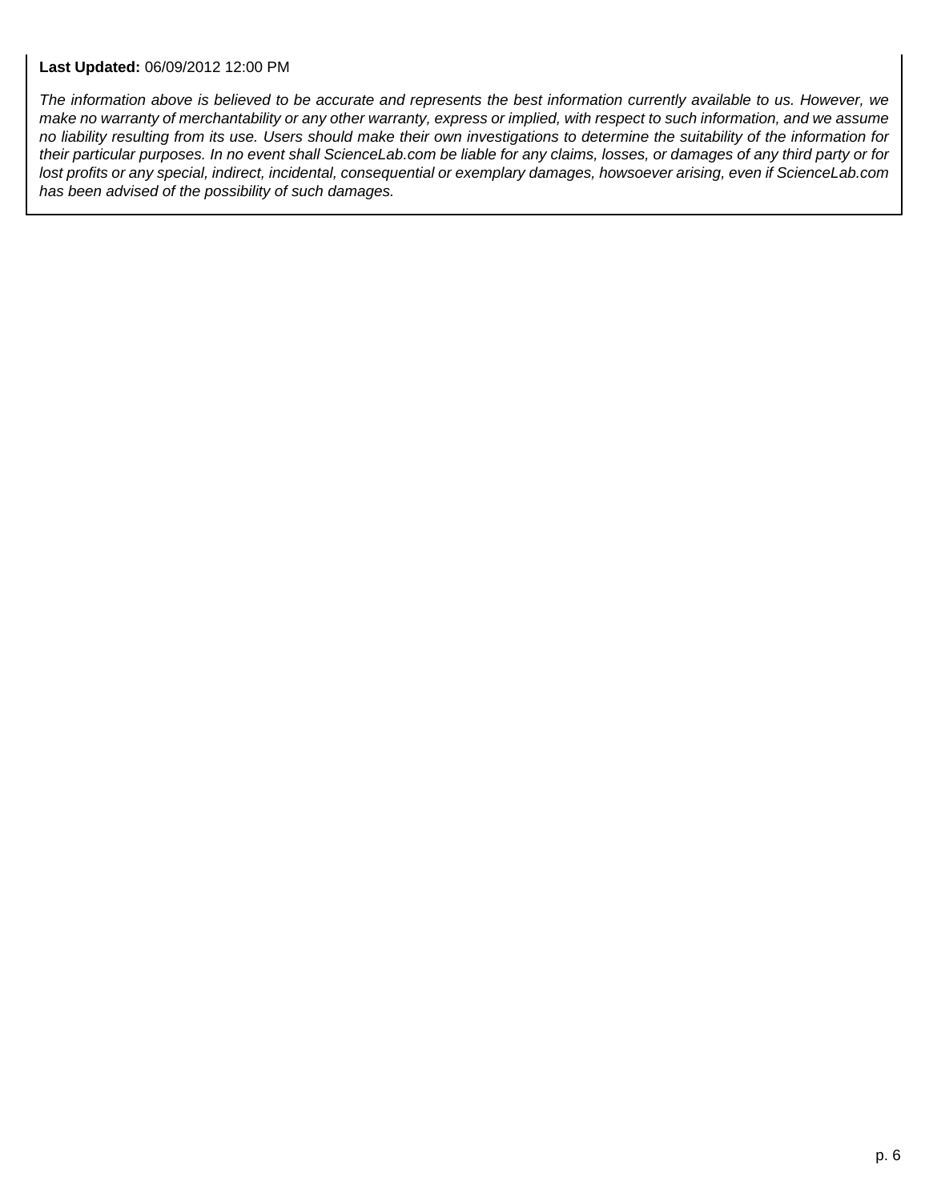**Last Updated:** 06/09/2012 12:00 PM

*The information above is believed to be accurate and represents the best information currently available to us. However, we make no warranty of merchantability or any other warranty, express or implied, with respect to such information, and we assume no liability resulting from its use. Users should make their own investigations to determine the suitability of the information for their particular purposes. In no event shall ScienceLab.com be liable for any claims, losses, or damages of any third party or for lost profits or any special, indirect, incidental, consequential or exemplary damages, howsoever arising, even if ScienceLab.com has been advised of the possibility of such damages.*